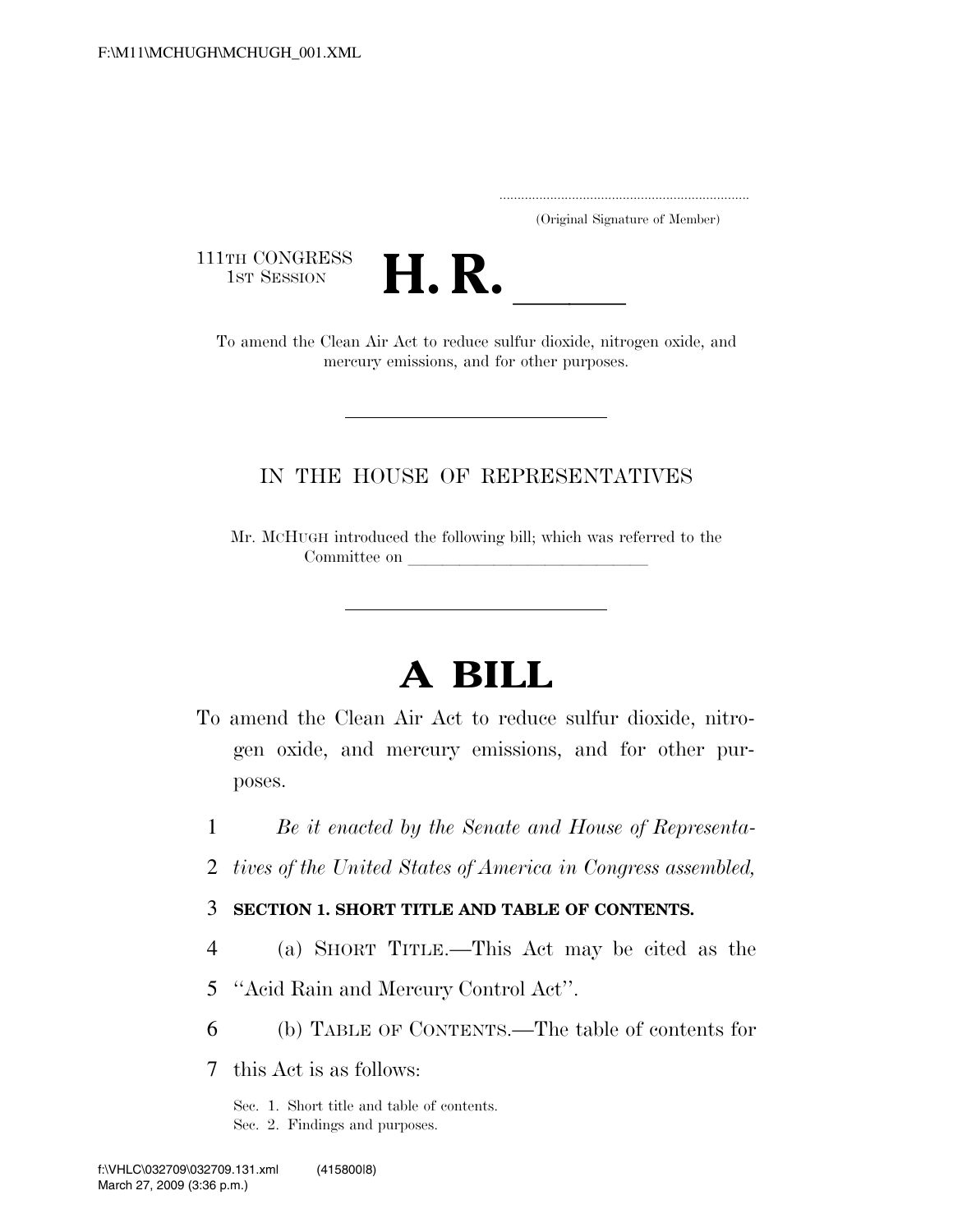(Original Signature of Member)

111TH CONGRESS
1ST SESSION

# H. R. \_\_\_\_\_

To amend the Clean Air Act to reduce sulfur dioxide, nitrogen oxide, and mercury emissions, and for other purposes.

---

## IN THE HOUSE OF REPRESENTATIVES

Mr. MCHUGH introduced the following bill; which was referred to the Committee on \_\_\_\_\_\_\_\_\_\_\_\_\_\_\_\_\_\_\_\_\_\_\_\_\_\_

---

# A BILL

To amend the Clean Air Act to reduce sulfur dioxide, nitrogen oxide, and mercury emissions, and for other purposes.

*Be it enacted by the Senate and House of Representatives of the United States of America in Congress assembled,*

**SECTION 1. SHORT TITLE AND TABLE OF CONTENTS.**

(a) SHORT TITLE.—This Act may be cited as the ''Acid Rain and Mercury Control Act''.

(b) TABLE OF CONTENTS.—The table of contents for this Act is as follows:

Sec. 1. Short title and table of contents.
Sec. 2. Findings and purposes.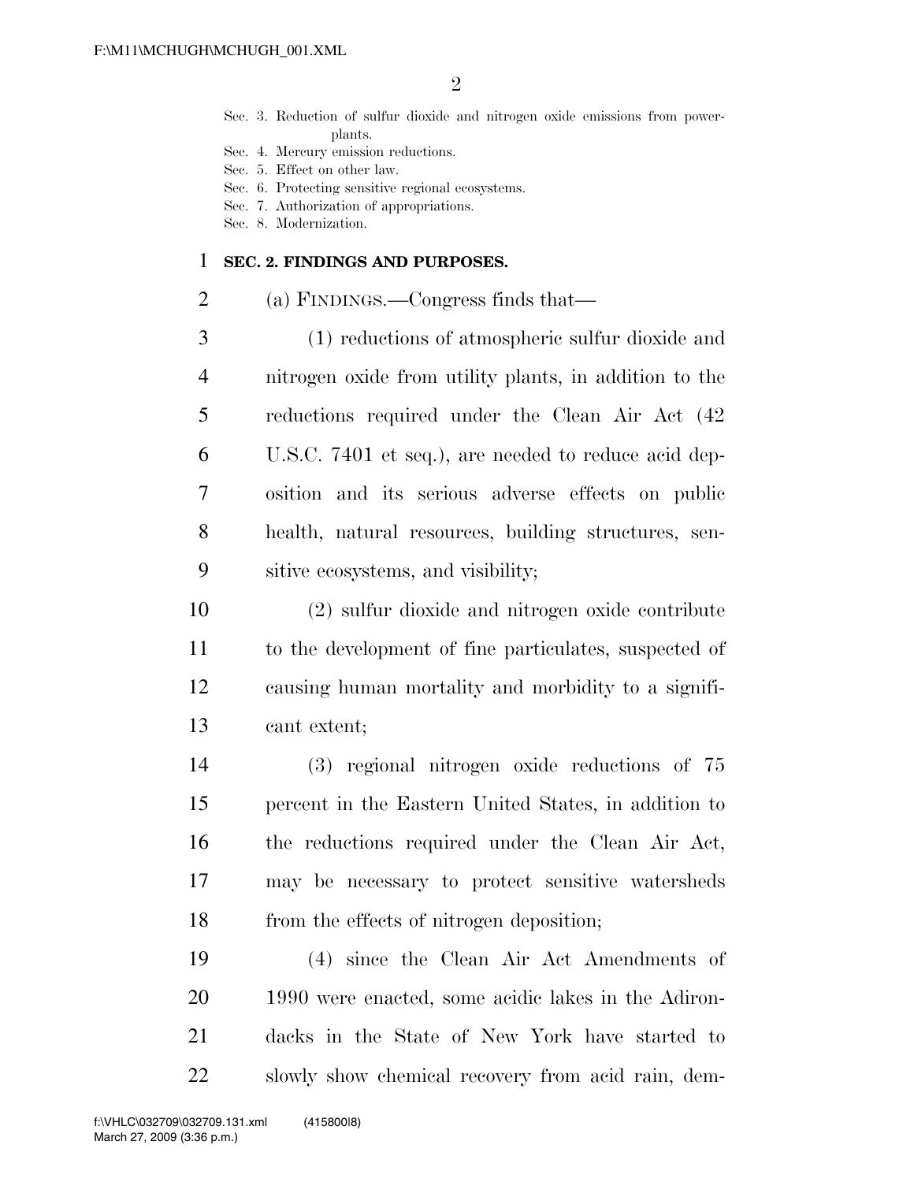Sec. 3. Reduction of sulfur dioxide and nitrogen oxide emissions from powerplants.
Sec. 4. Mercury emission reductions.
Sec. 5. Effect on other law.
Sec. 6. Protecting sensitive regional ecosystems.
Sec. 7. Authorization of appropriations.
Sec. 8. Modernization.

**SEC. 2. FINDINGS AND PURPOSES.**

(a) FINDINGS.—Congress finds that—

(1) reductions of atmospheric sulfur dioxide and nitrogen oxide from utility plants, in addition to the reductions required under the Clean Air Act (42 U.S.C. 7401 et seq.), are needed to reduce acid deposition and its serious adverse effects on public health, natural resources, building structures, sensitive ecosystems, and visibility;

(2) sulfur dioxide and nitrogen oxide contribute to the development of fine particulates, suspected of causing human mortality and morbidity to a significant extent;

(3) regional nitrogen oxide reductions of 75 percent in the Eastern United States, in addition to the reductions required under the Clean Air Act, may be necessary to protect sensitive watersheds from the effects of nitrogen deposition;

(4) since the Clean Air Act Amendments of 1990 were enacted, some acidic lakes in the Adirondacks in the State of New York have started to slowly show chemical recovery from acid rain, dem-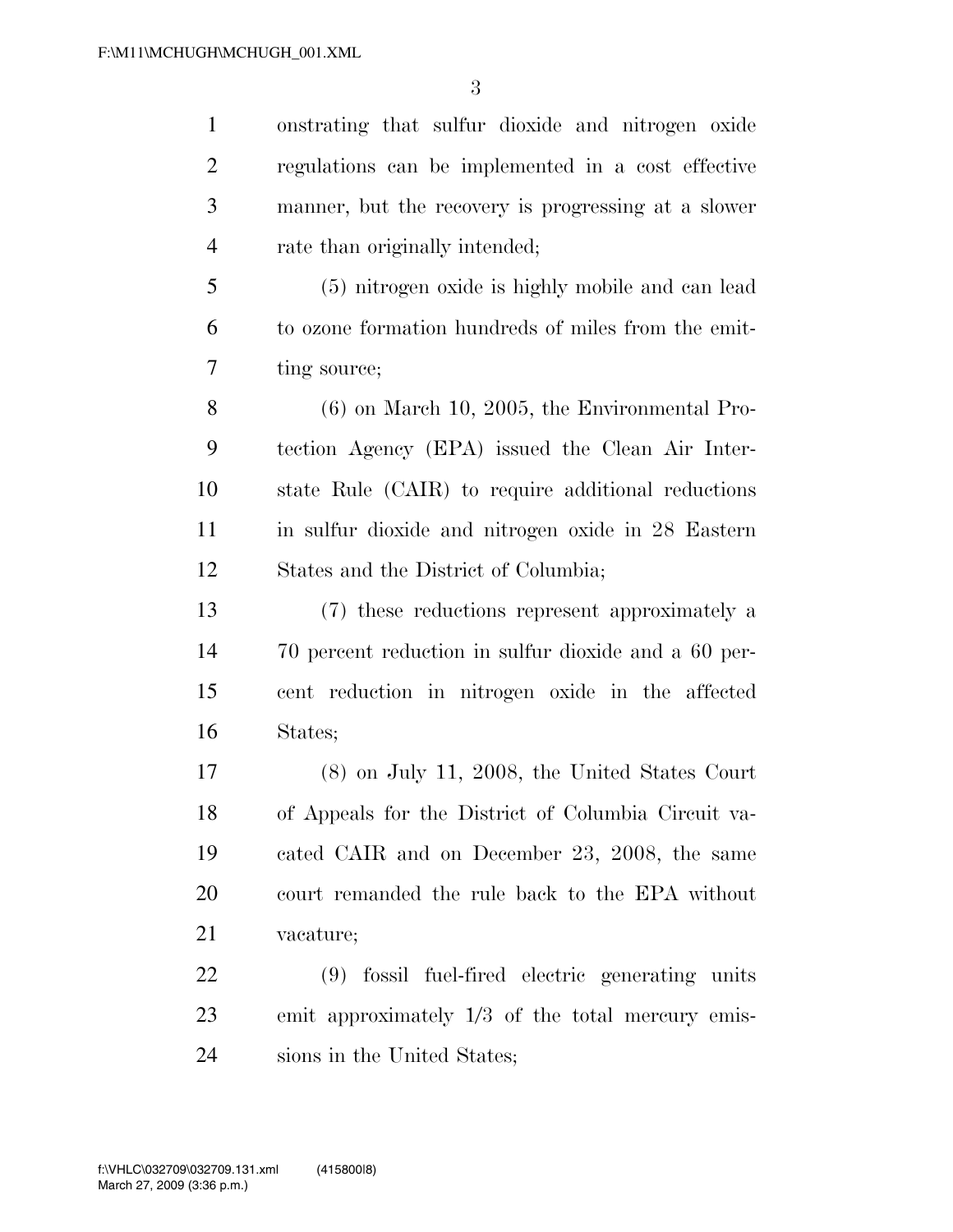onstrating that sulfur dioxide and nitrogen oxide regulations can be implemented in a cost effective manner, but the recovery is progressing at a slower rate than originally intended;

(5) nitrogen oxide is highly mobile and can lead to ozone formation hundreds of miles from the emitting source;

(6) on March 10, 2005, the Environmental Protection Agency (EPA) issued the Clean Air Interstate Rule (CAIR) to require additional reductions in sulfur dioxide and nitrogen oxide in 28 Eastern States and the District of Columbia;

(7) these reductions represent approximately a 70 percent reduction in sulfur dioxide and a 60 percent reduction in nitrogen oxide in the affected States;

(8) on July 11, 2008, the United States Court of Appeals for the District of Columbia Circuit vacated CAIR and on December 23, 2008, the same court remanded the rule back to the EPA without vacature;

(9) fossil fuel-fired electric generating units emit approximately 1/3 of the total mercury emissions in the United States;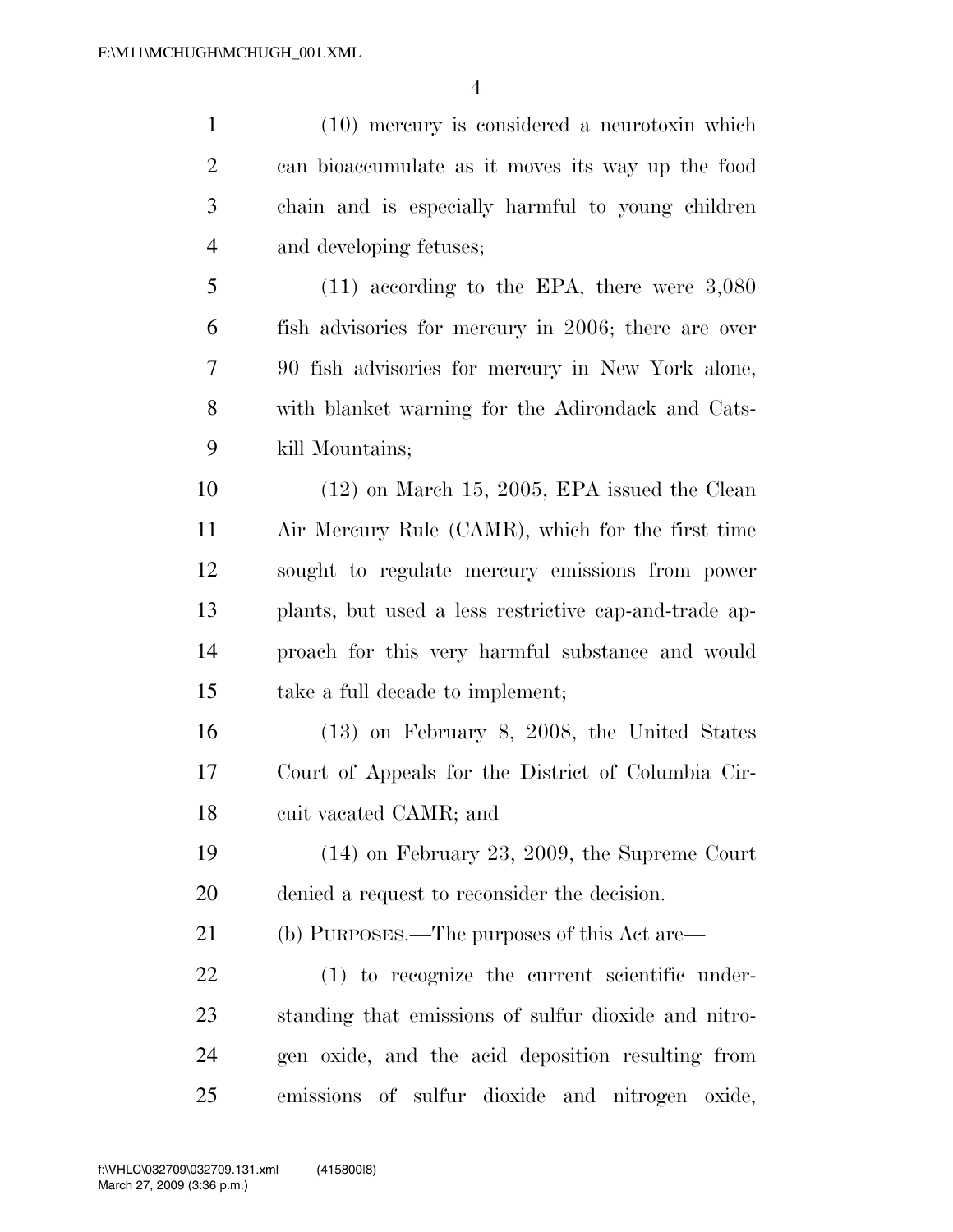(10) mercury is considered a neurotoxin which can bioaccumulate as it moves its way up the food chain and is especially harmful to young children and developing fetuses;

(11) according to the EPA, there were 3,080 fish advisories for mercury in 2006; there are over 90 fish advisories for mercury in New York alone, with blanket warning for the Adirondack and Catskill Mountains;

(12) on March 15, 2005, EPA issued the Clean Air Mercury Rule (CAMR), which for the first time sought to regulate mercury emissions from power plants, but used a less restrictive cap-and-trade approach for this very harmful substance and would take a full decade to implement;

(13) on February 8, 2008, the United States Court of Appeals for the District of Columbia Circuit vacated CAMR; and

(14) on February 23, 2009, the Supreme Court denied a request to reconsider the decision.

(b) PURPOSES.—The purposes of this Act are—

(1) to recognize the current scientific understanding that emissions of sulfur dioxide and nitrogen oxide, and the acid deposition resulting from emissions of sulfur dioxide and nitrogen oxide,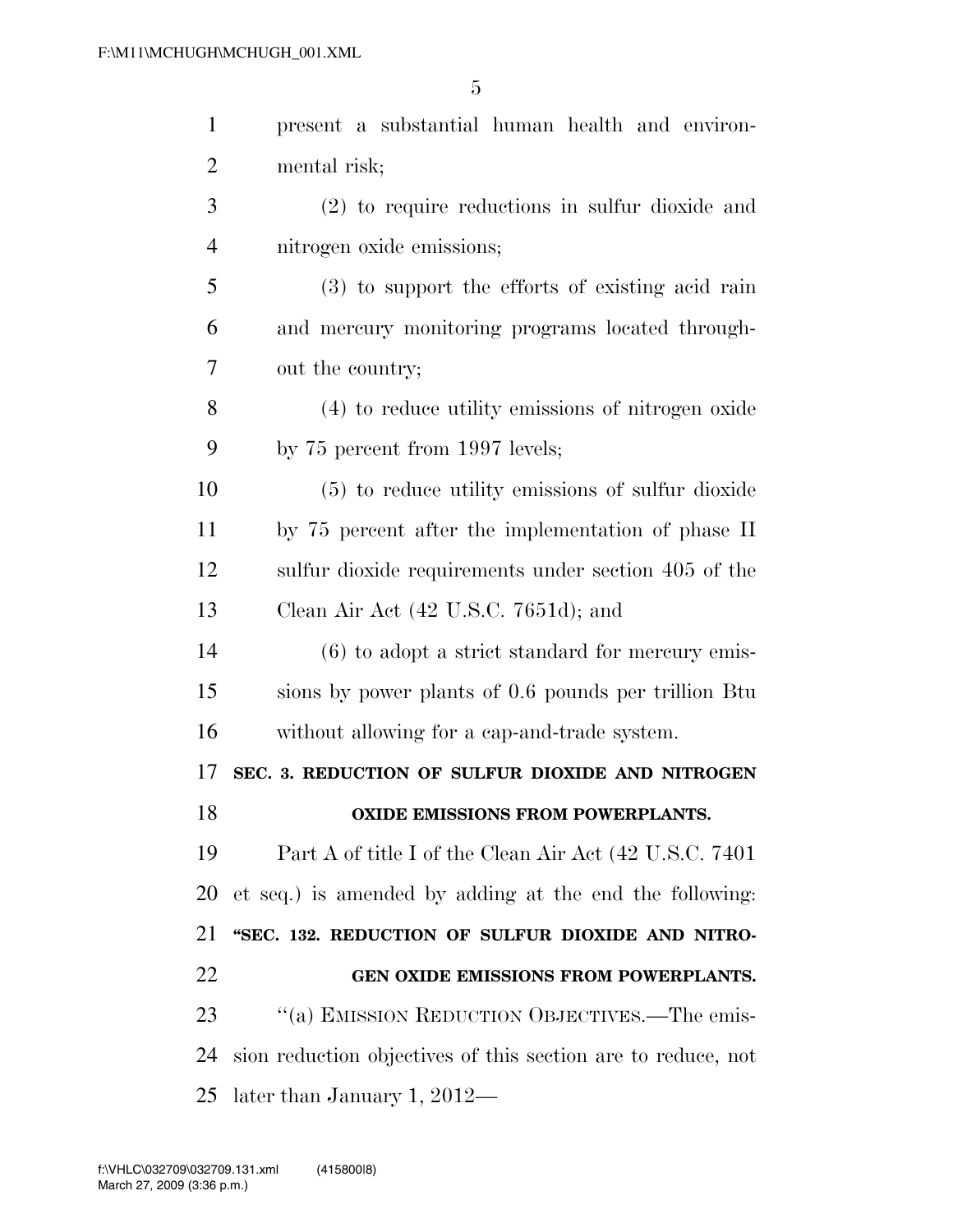present a substantial human health and environmental risk;

(2) to require reductions in sulfur dioxide and nitrogen oxide emissions;

(3) to support the efforts of existing acid rain and mercury monitoring programs located throughout the country;

(4) to reduce utility emissions of nitrogen oxide by 75 percent from 1997 levels;

(5) to reduce utility emissions of sulfur dioxide by 75 percent after the implementation of phase II sulfur dioxide requirements under section 405 of the Clean Air Act (42 U.S.C. 7651d); and

(6) to adopt a strict standard for mercury emissions by power plants of 0.6 pounds per trillion Btu without allowing for a cap-and-trade system.

**SEC. 3. REDUCTION OF SULFUR DIOXIDE AND NITROGEN OXIDE EMISSIONS FROM POWERPLANTS.**

Part A of title I of the Clean Air Act (42 U.S.C. 7401 et seq.) is amended by adding at the end the following:

**"SEC. 132. REDUCTION OF SULFUR DIOXIDE AND NITROGEN OXIDE EMISSIONS FROM POWERPLANTS.**

"(a) EMISSION REDUCTION OBJECTIVES.—The emission reduction objectives of this section are to reduce, not later than January 1, 2012—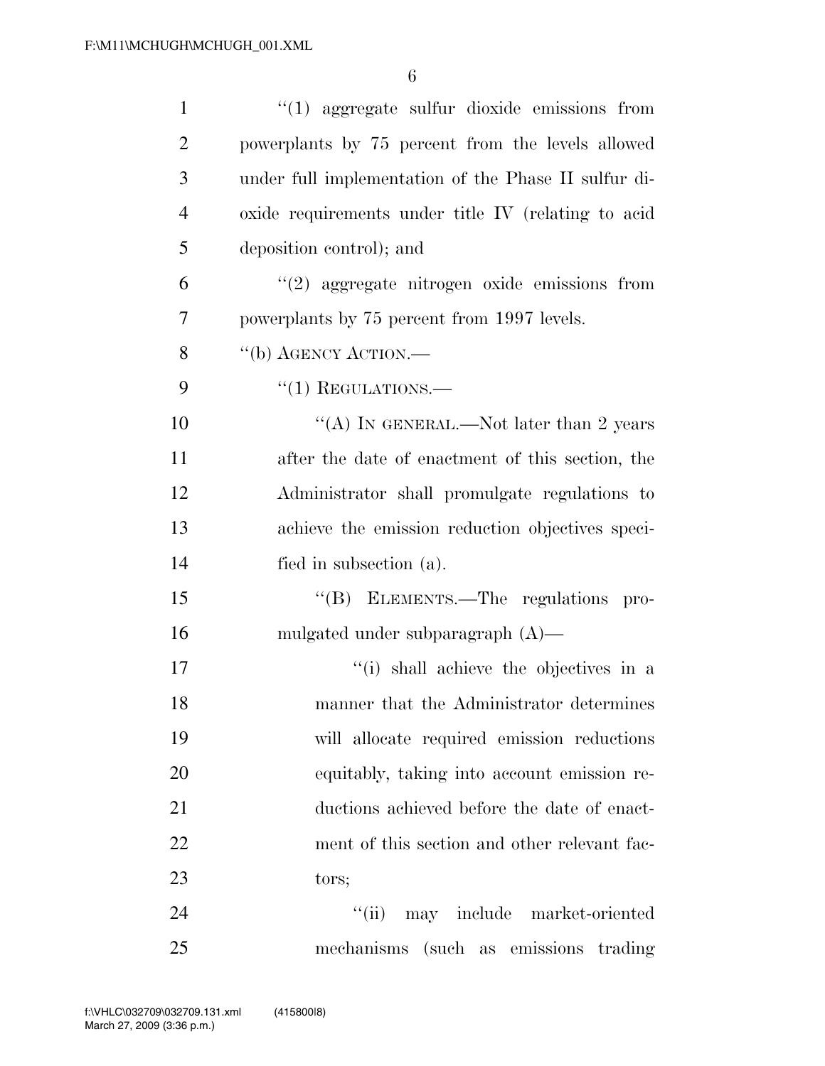"(1) aggregate sulfur dioxide emissions from powerplants by 75 percent from the levels allowed under full implementation of the Phase II sulfur dioxide requirements under title IV (relating to acid deposition control); and

"(2) aggregate nitrogen oxide emissions from powerplants by 75 percent from 1997 levels.

"(b) AGENCY ACTION.—

"(1) REGULATIONS.—

"(A) IN GENERAL.—Not later than 2 years after the date of enactment of this section, the Administrator shall promulgate regulations to achieve the emission reduction objectives specified in subsection (a).

"(B) ELEMENTS.—The regulations promulgated under subparagraph (A)—

"(i) shall achieve the objectives in a manner that the Administrator determines will allocate required emission reductions equitably, taking into account emission reductions achieved before the date of enactment of this section and other relevant factors;

"(ii) may include market-oriented mechanisms (such as emissions trading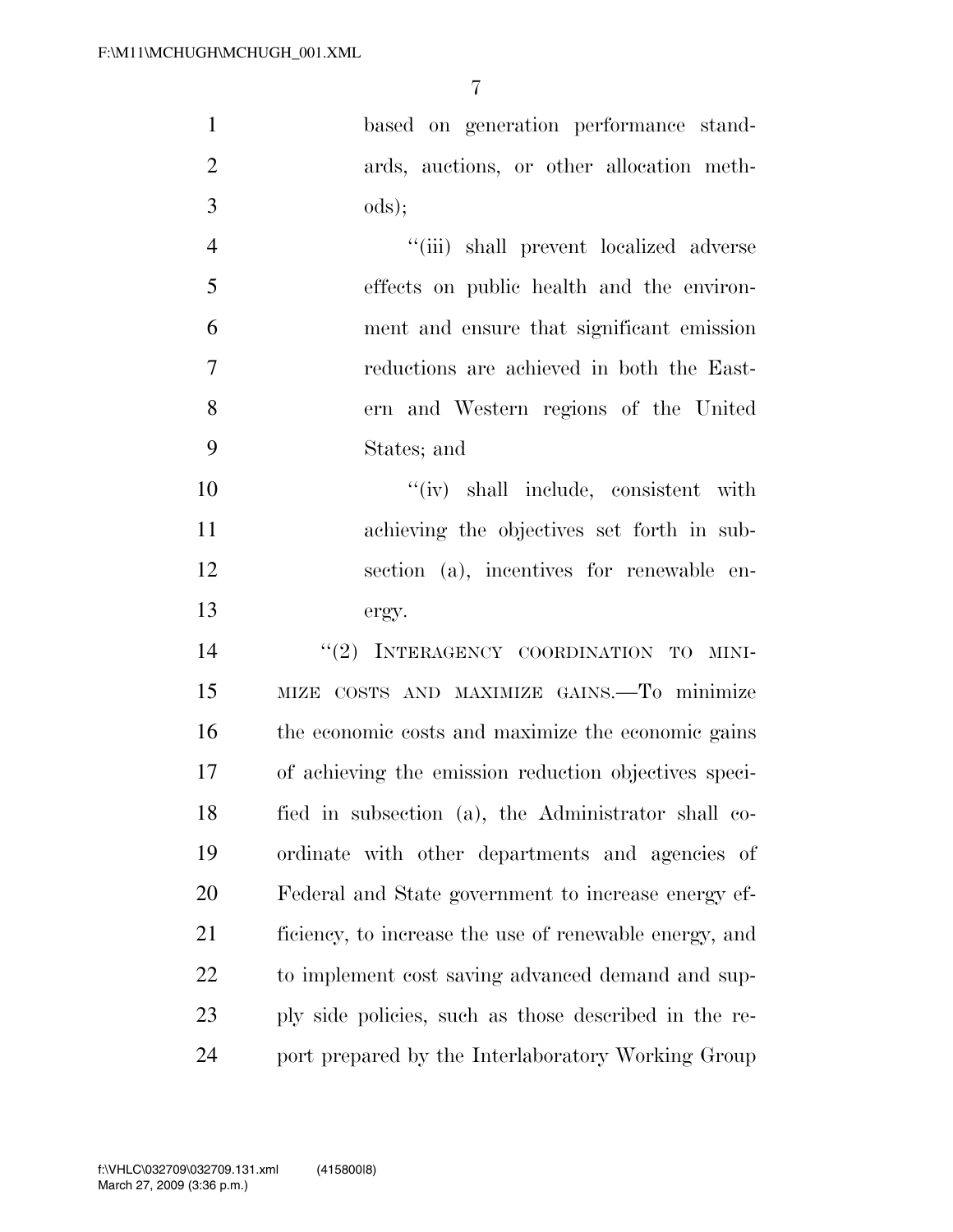based on generation performance standards, auctions, or other allocation methods);

"(iii) shall prevent localized adverse effects on public health and the environment and ensure that significant emission reductions are achieved in both the Eastern and Western regions of the United States; and

"(iv) shall include, consistent with achieving the objectives set forth in subsection (a), incentives for renewable energy.

"(2) INTERAGENCY COORDINATION TO MINIMIZE COSTS AND MAXIMIZE GAINS.—To minimize the economic costs and maximize the economic gains of achieving the emission reduction objectives specified in subsection (a), the Administrator shall coordinate with other departments and agencies of Federal and State government to increase energy efficiency, to increase the use of renewable energy, and to implement cost saving advanced demand and supply side policies, such as those described in the report prepared by the Interlaboratory Working Group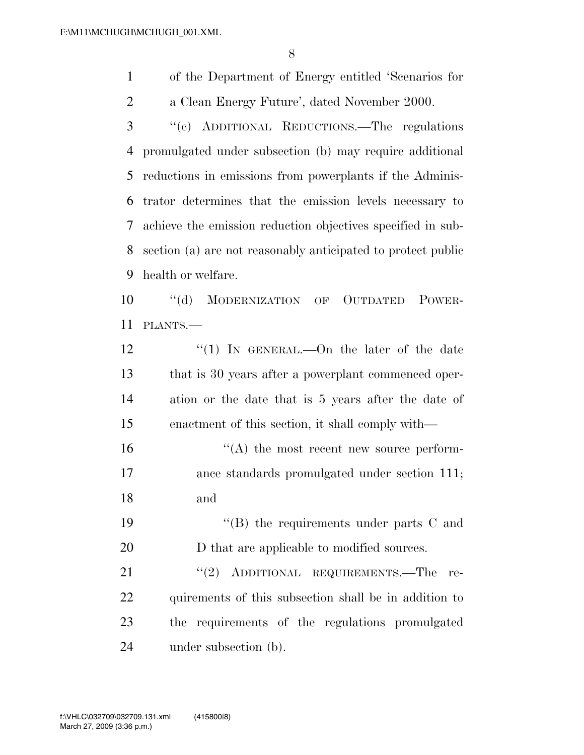of the Department of Energy entitled 'Scenarios for a Clean Energy Future', dated November 2000.

''(c) ADDITIONAL REDUCTIONS.—The regulations promulgated under subsection (b) may require additional reductions in emissions from powerplants if the Administrator determines that the emission levels necessary to achieve the emission reduction objectives specified in subsection (a) are not reasonably anticipated to protect public health or welfare.

''(d) MODERNIZATION OF OUTDATED POWERPLANTS.—

''(1) IN GENERAL.—On the later of the date that is 30 years after a powerplant commenced operation or the date that is 5 years after the date of enactment of this section, it shall comply with—

''(A) the most recent new source performance standards promulgated under section 111; and

''(B) the requirements under parts C and D that are applicable to modified sources.

''(2) ADDITIONAL REQUIREMENTS.—The requirements of this subsection shall be in addition to the requirements of the regulations promulgated under subsection (b).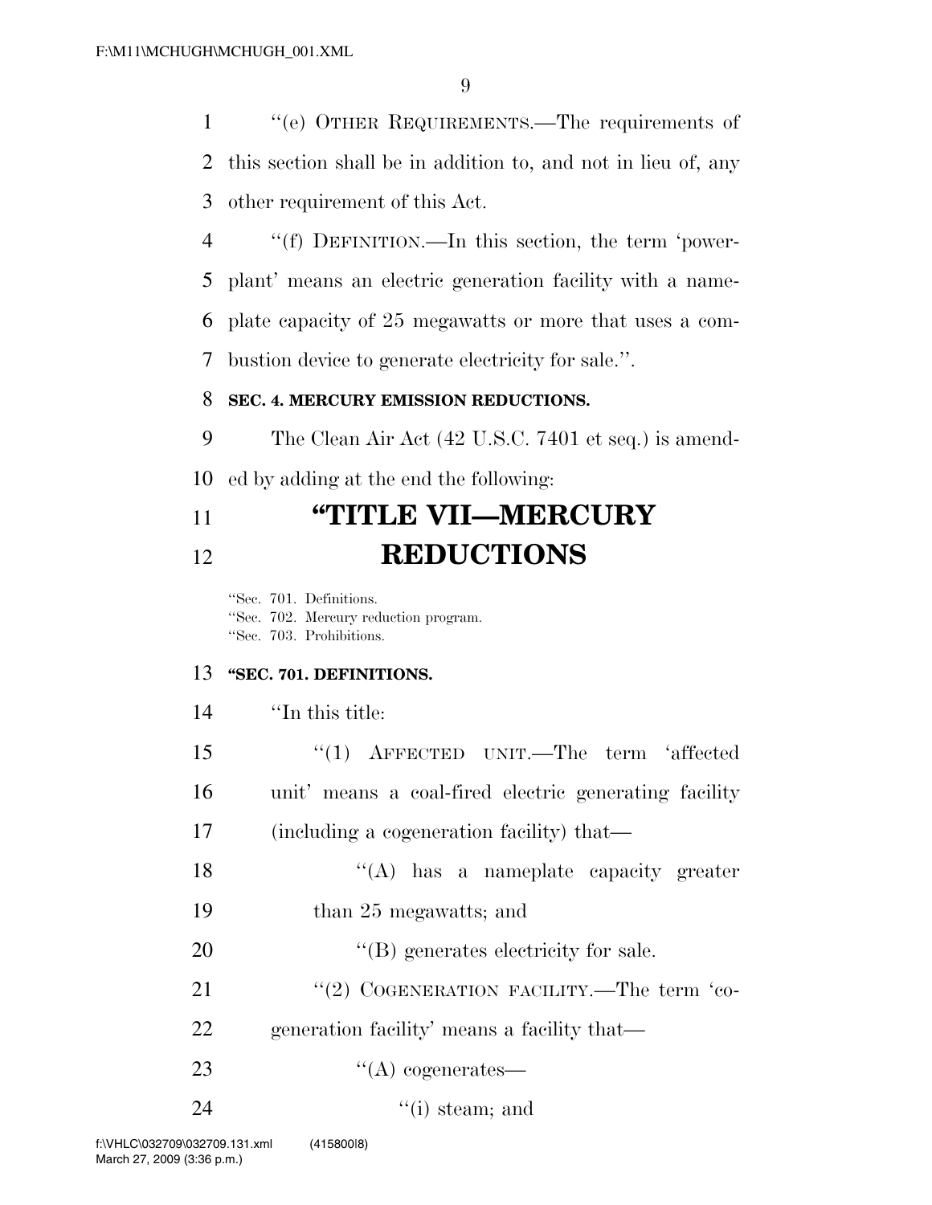"(e) OTHER REQUIREMENTS.—The requirements of this section shall be in addition to, and not in lieu of, any other requirement of this Act.

"(f) DEFINITION.—In this section, the term 'powerplant' means an electric generation facility with a nameplate capacity of 25 megawatts or more that uses a combustion device to generate electricity for sale.".

**SEC. 4. MERCURY EMISSION REDUCTIONS.**

The Clean Air Act (42 U.S.C. 7401 et seq.) is amended by adding at the end the following:

# "TITLE VII—MERCURY REDUCTIONS

"Sec. 701. Definitions.
"Sec. 702. Mercury reduction program.
"Sec. 703. Prohibitions.

**"SEC. 701. DEFINITIONS.**

"In this title:

"(1) AFFECTED UNIT.—The term 'affected unit' means a coal-fired electric generating facility (including a cogeneration facility) that—

"(A) has a nameplate capacity greater than 25 megawatts; and

"(B) generates electricity for sale.

"(2) COGENERATION FACILITY.—The term 'cogeneration facility' means a facility that—

"(A) cogenerates—

"(i) steam; and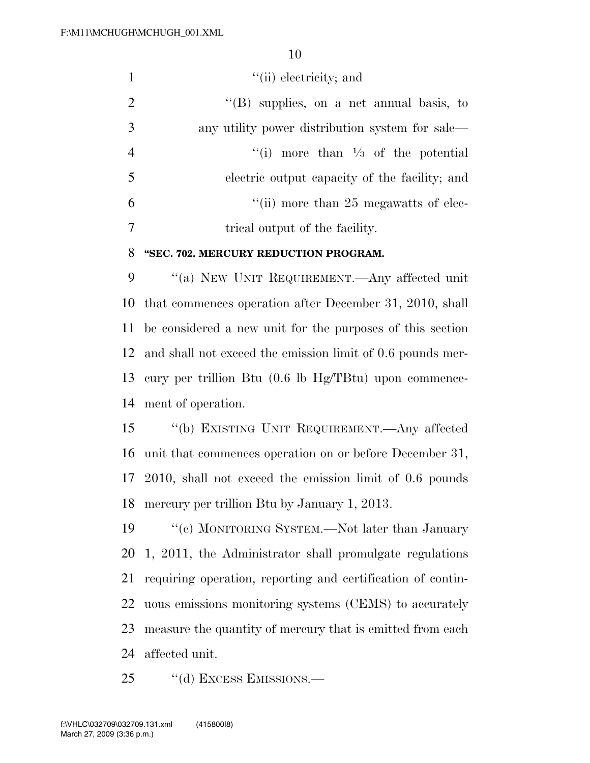''(ii) electricity; and

''(B) supplies, on a net annual basis, to any utility power distribution system for sale—

''(i) more than ⅓ of the potential electric output capacity of the facility; and

''(ii) more than 25 megawatts of electrical output of the facility.

**''SEC. 702. MERCURY REDUCTION PROGRAM.**

''(a) NEW UNIT REQUIREMENT.—Any affected unit that commences operation after December 31, 2010, shall be considered a new unit for the purposes of this section and shall not exceed the emission limit of 0.6 pounds mercury per trillion Btu (0.6 lb Hg/TBtu) upon commencement of operation.

''(b) EXISTING UNIT REQUIREMENT.—Any affected unit that commences operation on or before December 31, 2010, shall not exceed the emission limit of 0.6 pounds mercury per trillion Btu by January 1, 2013.

''(c) MONITORING SYSTEM.—Not later than January 1, 2011, the Administrator shall promulgate regulations requiring operation, reporting and certification of continuous emissions monitoring systems (CEMS) to accurately measure the quantity of mercury that is emitted from each affected unit.

''(d) EXCESS EMISSIONS.—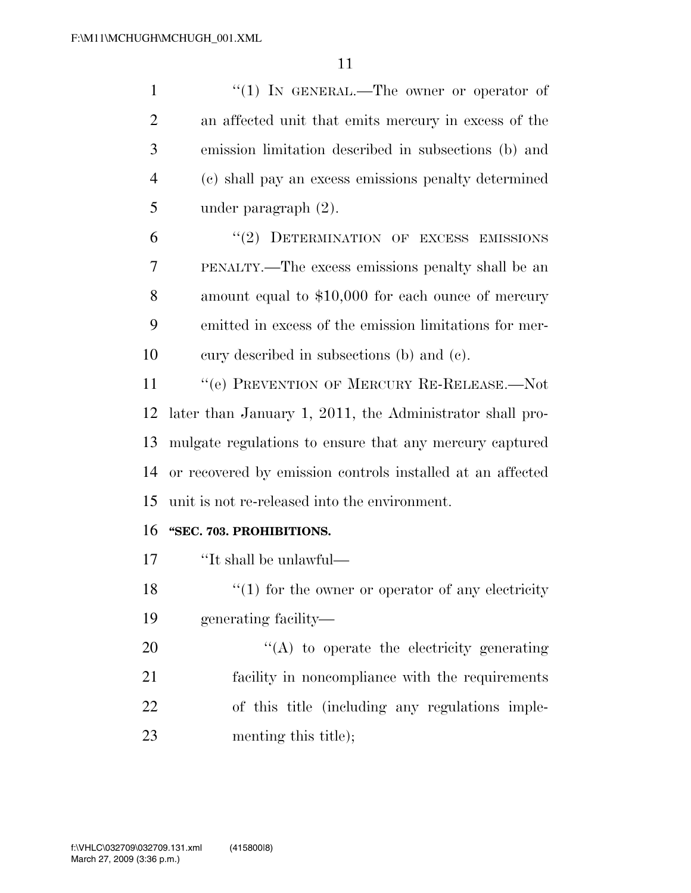"(1) IN GENERAL.—The owner or operator of an affected unit that emits mercury in excess of the emission limitation described in subsections (b) and (c) shall pay an excess emissions penalty determined under paragraph (2).

"(2) DETERMINATION OF EXCESS EMISSIONS PENALTY.—The excess emissions penalty shall be an amount equal to $10,000 for each ounce of mercury emitted in excess of the emission limitations for mercury described in subsections (b) and (c).

"(e) PREVENTION OF MERCURY RE-RELEASE.—Not later than January 1, 2011, the Administrator shall promulgate regulations to ensure that any mercury captured or recovered by emission controls installed at an affected unit is not re-released into the environment.

**"SEC. 703. PROHIBITIONS.**

"It shall be unlawful—

"(1) for the owner or operator of any electricity generating facility—

"(A) to operate the electricity generating facility in noncompliance with the requirements of this title (including any regulations implementing this title);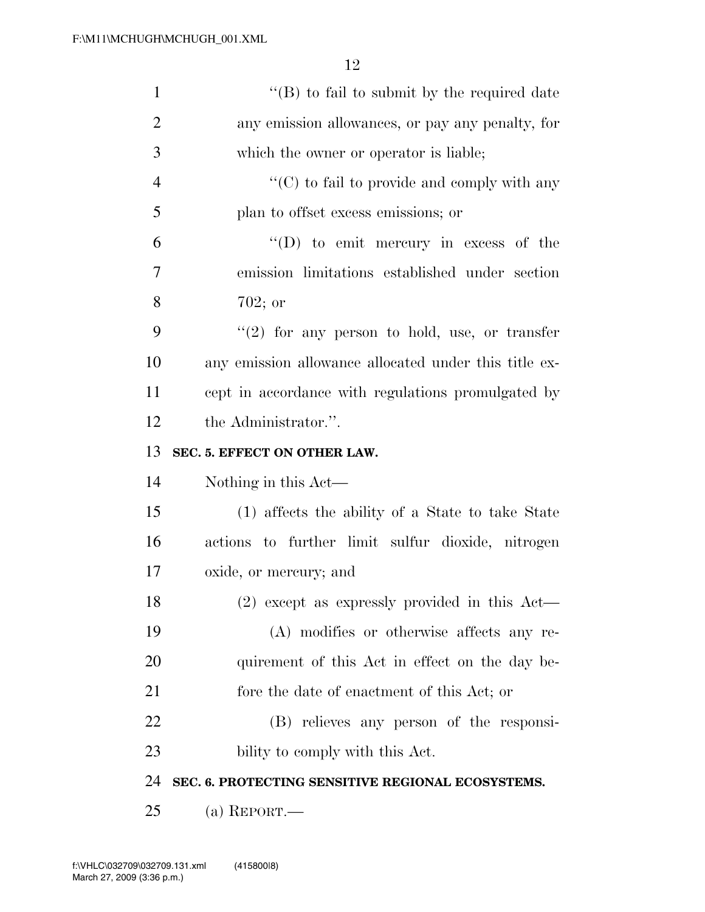''(B) to fail to submit by the required date any emission allowances, or pay any penalty, for which the owner or operator is liable;

''(C) to fail to provide and comply with any plan to offset excess emissions; or

''(D) to emit mercury in excess of the emission limitations established under section 702; or

''(2) for any person to hold, use, or transfer any emission allowance allocated under this title except in accordance with regulations promulgated by the Administrator.''.

**SEC. 5. EFFECT ON OTHER LAW.**

Nothing in this Act—

(1) affects the ability of a State to take State actions to further limit sulfur dioxide, nitrogen oxide, or mercury; and

(2) except as expressly provided in this Act—

(A) modifies or otherwise affects any requirement of this Act in effect on the day before the date of enactment of this Act; or

(B) relieves any person of the responsibility to comply with this Act.

**SEC. 6. PROTECTING SENSITIVE REGIONAL ECOSYSTEMS.**

(a) REPORT.—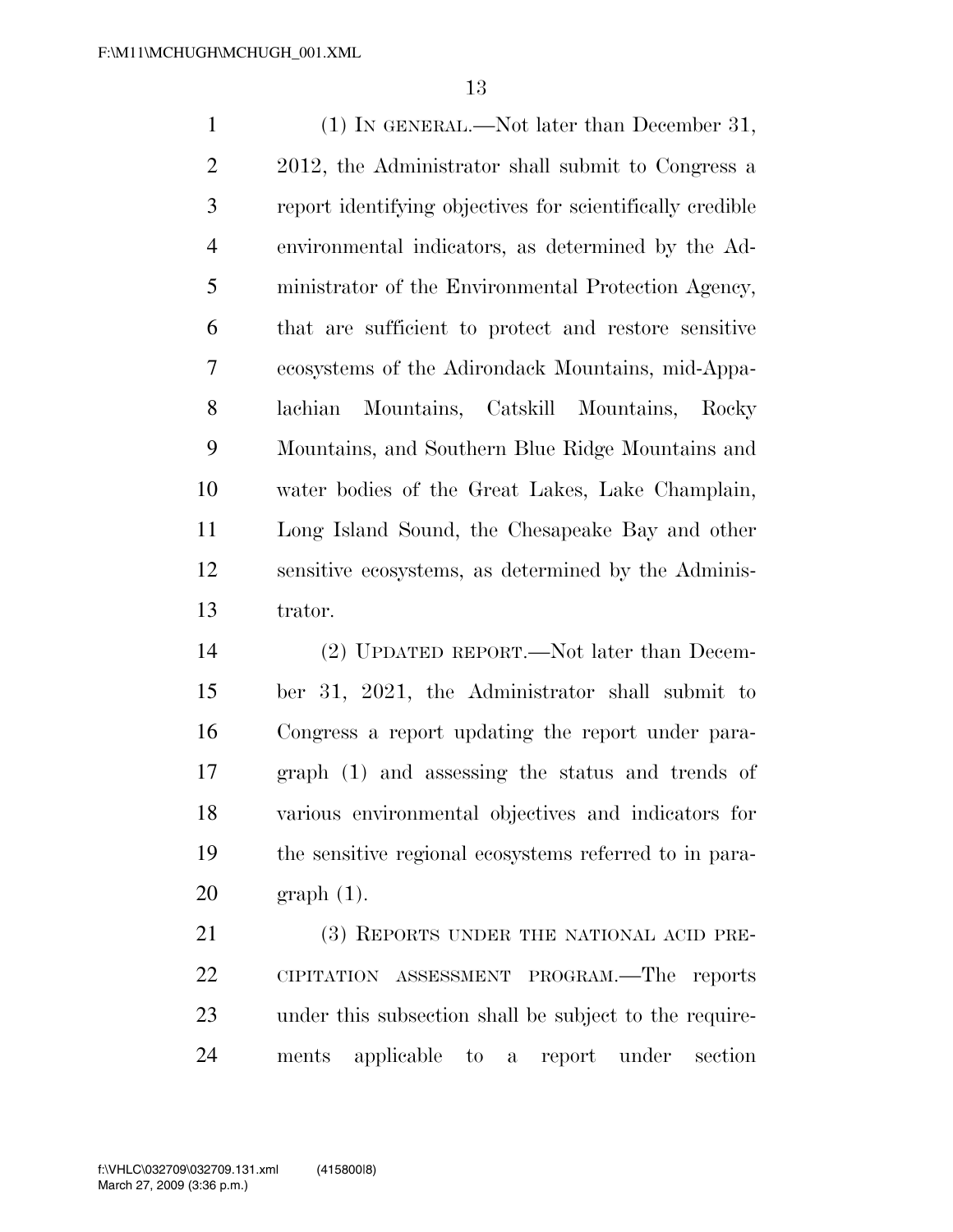(1) IN GENERAL.—Not later than December 31, 2012, the Administrator shall submit to Congress a report identifying objectives for scientifically credible environmental indicators, as determined by the Administrator of the Environmental Protection Agency, that are sufficient to protect and restore sensitive ecosystems of the Adirondack Mountains, mid-Appalachian Mountains, Catskill Mountains, Rocky Mountains, and Southern Blue Ridge Mountains and water bodies of the Great Lakes, Lake Champlain, Long Island Sound, the Chesapeake Bay and other sensitive ecosystems, as determined by the Administrator.

(2) UPDATED REPORT.—Not later than December 31, 2021, the Administrator shall submit to Congress a report updating the report under paragraph (1) and assessing the status and trends of various environmental objectives and indicators for the sensitive regional ecosystems referred to in paragraph (1).

(3) REPORTS UNDER THE NATIONAL ACID PRECIPITATION ASSESSMENT PROGRAM.—The reports under this subsection shall be subject to the requirements applicable to a report under section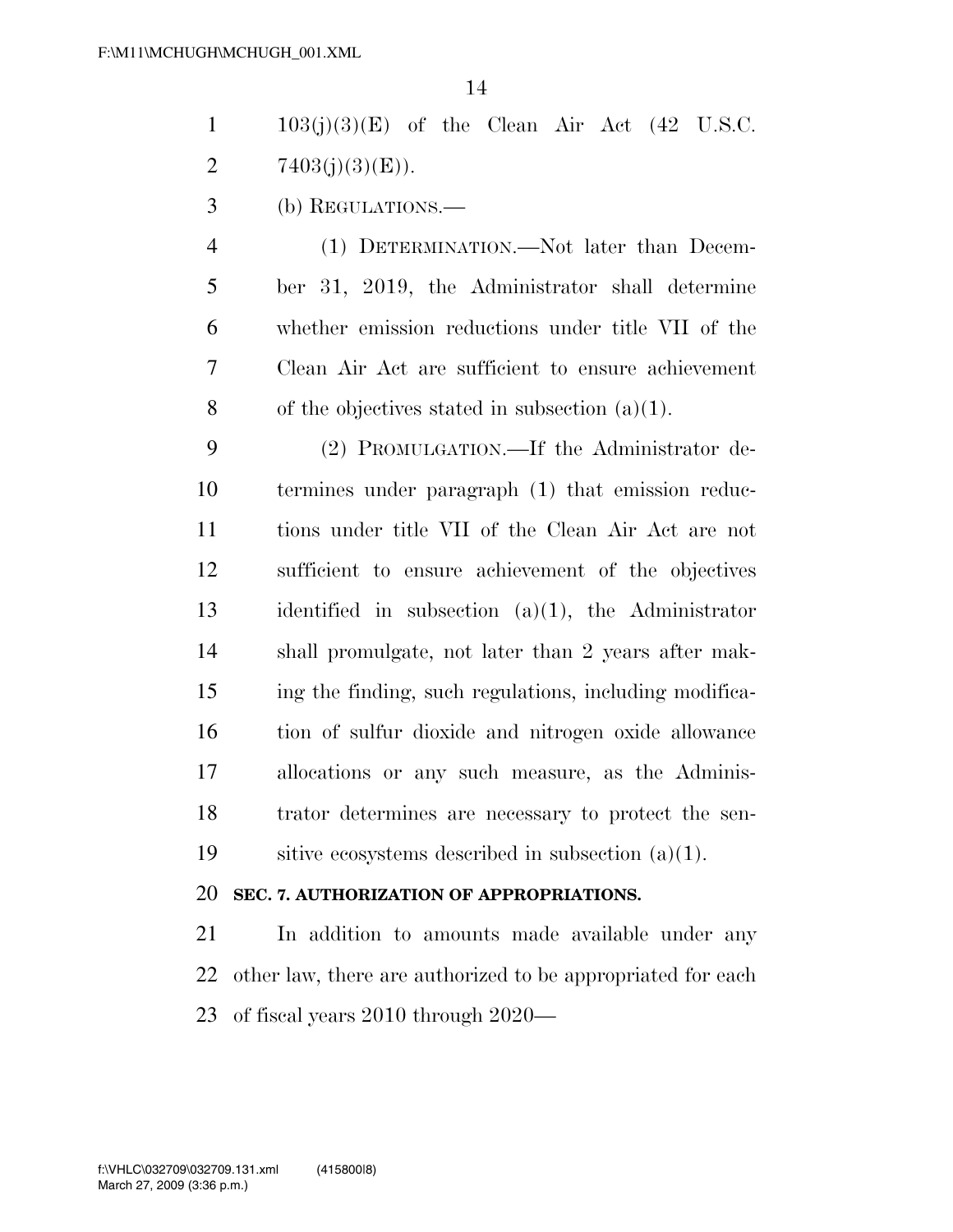103(j)(3)(E) of the Clean Air Act (42 U.S.C. 7403(j)(3)(E)).

(b) REGULATIONS.—

(1) DETERMINATION.—Not later than December 31, 2019, the Administrator shall determine whether emission reductions under title VII of the Clean Air Act are sufficient to ensure achievement of the objectives stated in subsection (a)(1).

(2) PROMULGATION.—If the Administrator determines under paragraph (1) that emission reductions under title VII of the Clean Air Act are not sufficient to ensure achievement of the objectives identified in subsection (a)(1), the Administrator shall promulgate, not later than 2 years after making the finding, such regulations, including modification of sulfur dioxide and nitrogen oxide allowance allocations or any such measure, as the Administrator determines are necessary to protect the sensitive ecosystems described in subsection (a)(1).

**SEC. 7. AUTHORIZATION OF APPROPRIATIONS.**

In addition to amounts made available under any other law, there are authorized to be appropriated for each of fiscal years 2010 through 2020—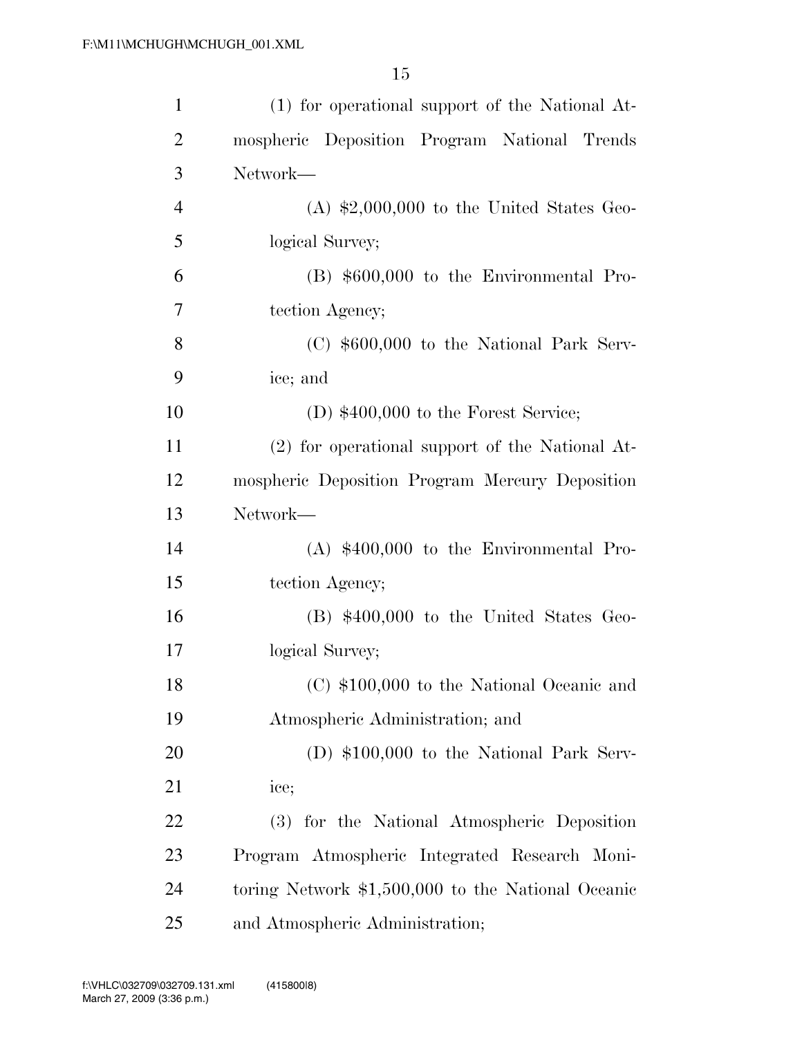(1) for operational support of the National Atmospheric Deposition Program National Trends Network—

(A) $2,000,000 to the United States Geological Survey;

(B) $600,000 to the Environmental Protection Agency;

(C) $600,000 to the National Park Service; and

(D) $400,000 to the Forest Service;

(2) for operational support of the National Atmospheric Deposition Program Mercury Deposition Network—

(A) $400,000 to the Environmental Protection Agency;

(B) $400,000 to the United States Geological Survey;

(C) $100,000 to the National Oceanic and Atmospheric Administration; and

(D) $100,000 to the National Park Service;

(3) for the National Atmospheric Deposition Program Atmospheric Integrated Research Monitoring Network $1,500,000 to the National Oceanic and Atmospheric Administration;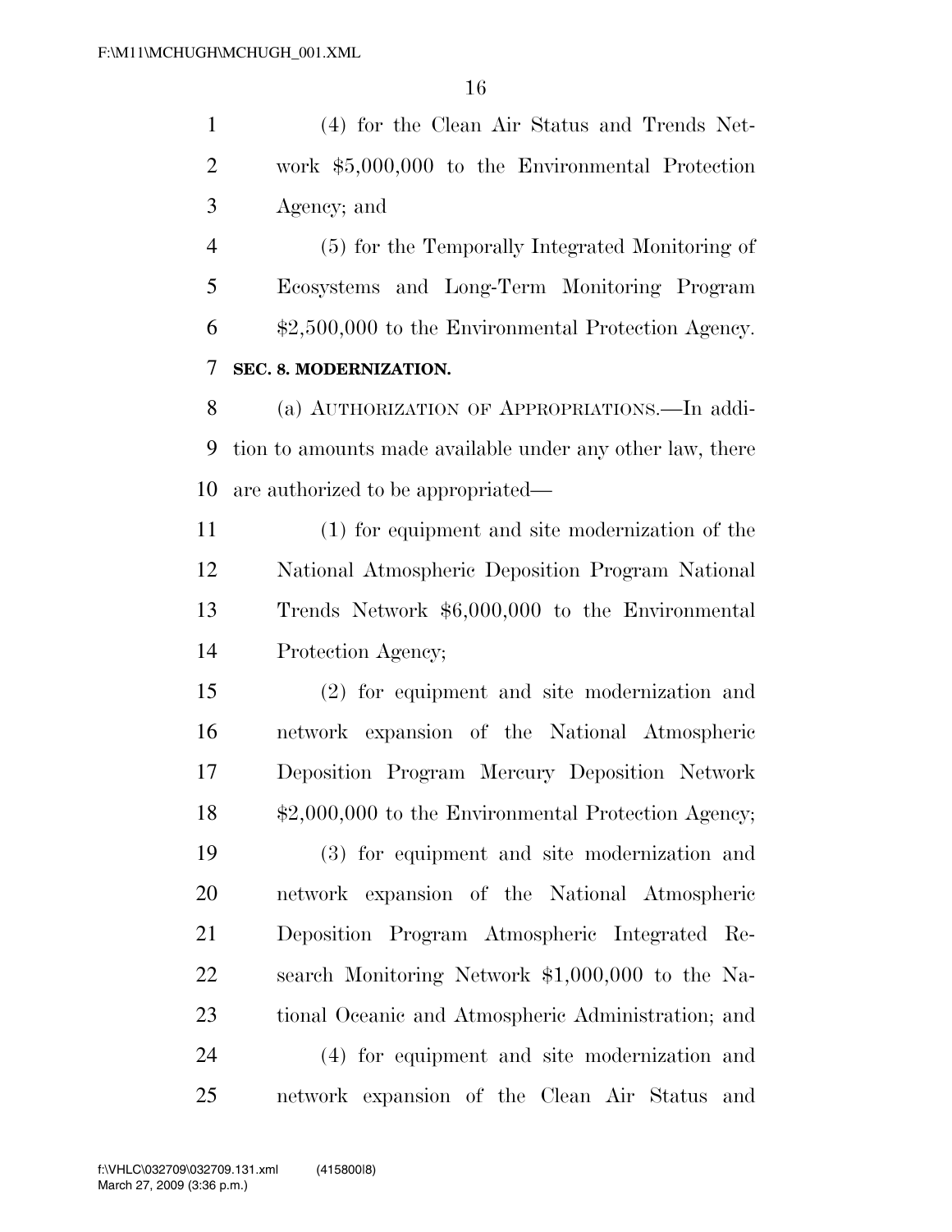(4) for the Clean Air Status and Trends Network $5,000,000 to the Environmental Protection Agency; and

(5) for the Temporally Integrated Monitoring of Ecosystems and Long-Term Monitoring Program $2,500,000 to the Environmental Protection Agency.

**SEC. 8. MODERNIZATION.**

(a) AUTHORIZATION OF APPROPRIATIONS.—In addition to amounts made available under any other law, there are authorized to be appropriated—

(1) for equipment and site modernization of the National Atmospheric Deposition Program National Trends Network $6,000,000 to the Environmental Protection Agency;

(2) for equipment and site modernization and network expansion of the National Atmospheric Deposition Program Mercury Deposition Network $2,000,000 to the Environmental Protection Agency;

(3) for equipment and site modernization and network expansion of the National Atmospheric Deposition Program Atmospheric Integrated Research Monitoring Network $1,000,000 to the National Oceanic and Atmospheric Administration; and

(4) for equipment and site modernization and network expansion of the Clean Air Status and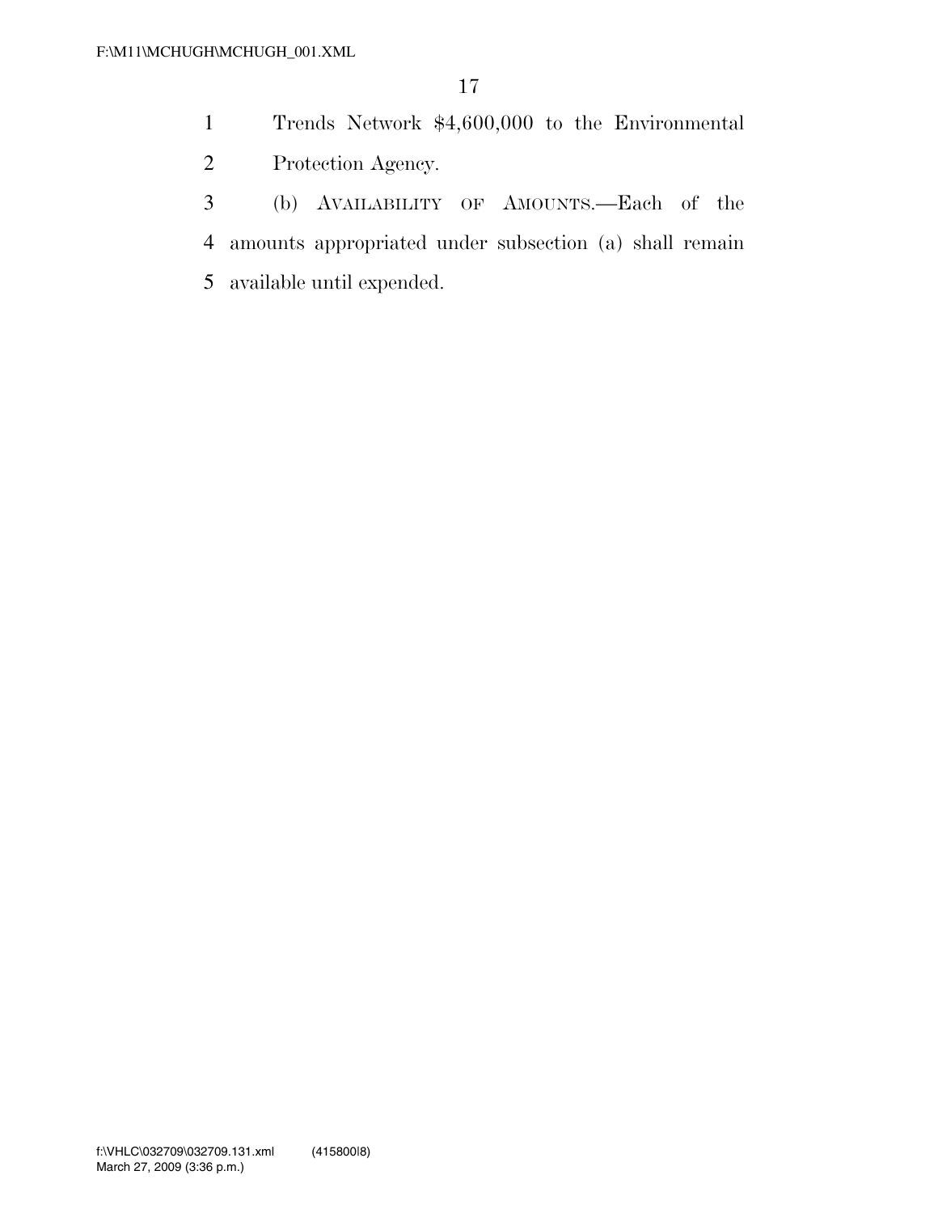Trends Network $4,600,000 to the Environmental Protection Agency.

(b) AVAILABILITY OF AMOUNTS.—Each of the amounts appropriated under subsection (a) shall remain available until expended.